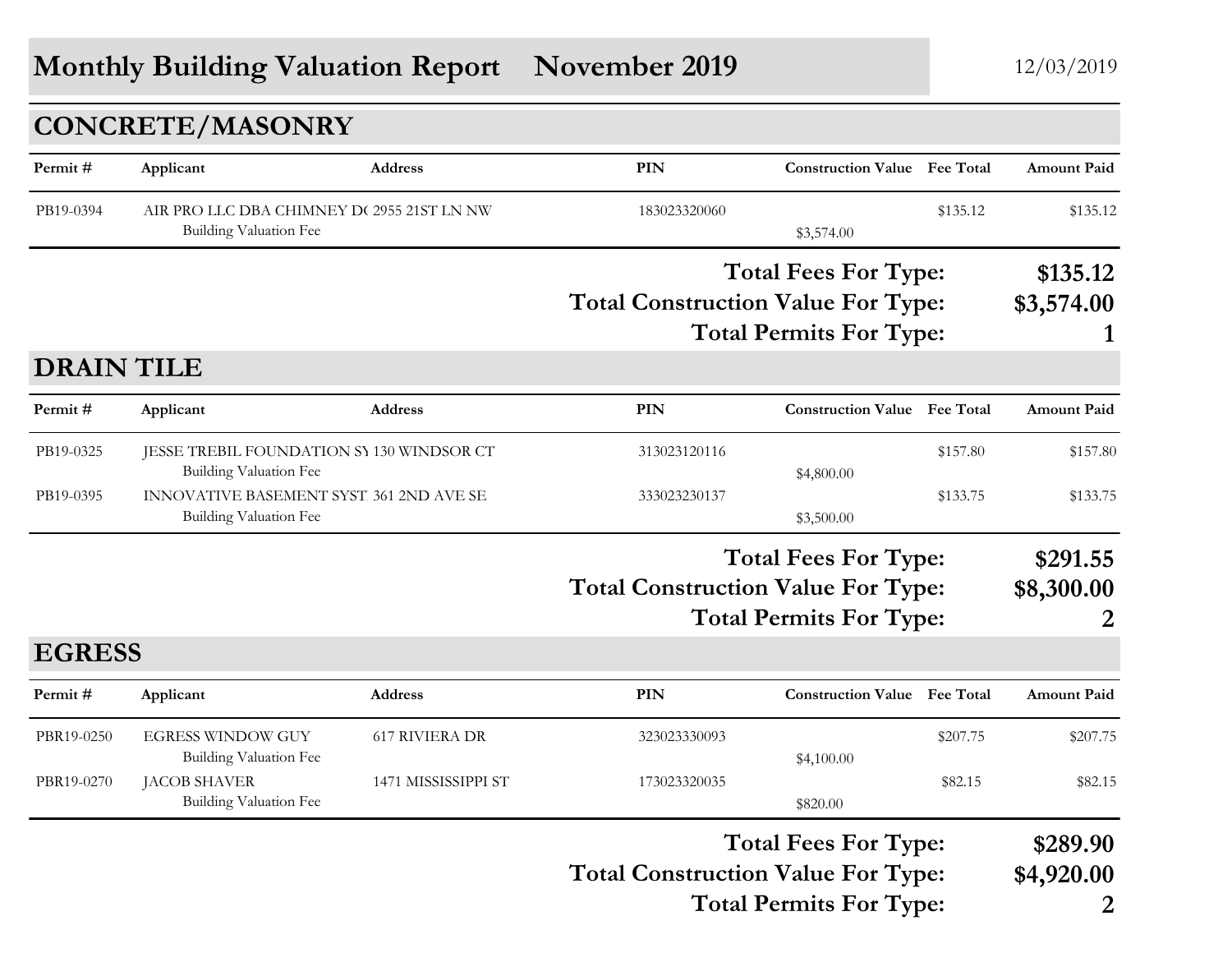# Monthly Building Valuation Report November 2019

12/03/2019

## CONCRETE/MASONRY

| Permit # | Applicant | Address | PIN | Construction Value | Fee Total | Amount Paid |
|---|---|---|---|---|---|---|
| PB19-0394 | AIR PRO LLC DBA CHIMNEY D( | 2955 21ST LN NW | 183023320060 | | $135.12 | $135.12 |
| | Building Valuation Fee | | | $3,574.00 | | |

**Total Fees For Type:** **$135.12**

**Total Construction Value For Type:** **$3,574.00**

**Total Permits For Type:** **1**

## DRAIN TILE

| Permit # | Applicant | Address | PIN | Construction Value | Fee Total | Amount Paid |
|---|---|---|---|---|---|---|
| PB19-0325 | JESSE TREBIL FOUNDATION SY | 130 WINDSOR CT | 313023120116 | | $157.80 | $157.80 |
| | Building Valuation Fee | | | $4,800.00 | | |
| PB19-0395 | INNOVATIVE BASEMENT SYST | 361 2ND AVE SE | 333023230137 | | $133.75 | $133.75 |
| | Building Valuation Fee | | | $3,500.00 | | |

**Total Fees For Type:** **$291.55**

**Total Construction Value For Type:** **$8,300.00**

**Total Permits For Type:** **2**

## EGRESS

| Permit # | Applicant | Address | PIN | Construction Value | Fee Total | Amount Paid |
|---|---|---|---|---|---|---|
| PBR19-0250 | EGRESS WINDOW GUY | 617 RIVIERA DR | 323023330093 | | $207.75 | $207.75 |
| | Building Valuation Fee | | | $4,100.00 | | |
| PBR19-0270 | JACOB SHAVER | 1471 MISSISSIPPI ST | 173023320035 | | $82.15 | $82.15 |
| | Building Valuation Fee | | | $820.00 | | |

**Total Fees For Type:** **$289.90**

**Total Construction Value For Type:** **$4,920.00**

**Total Permits For Type:** **2**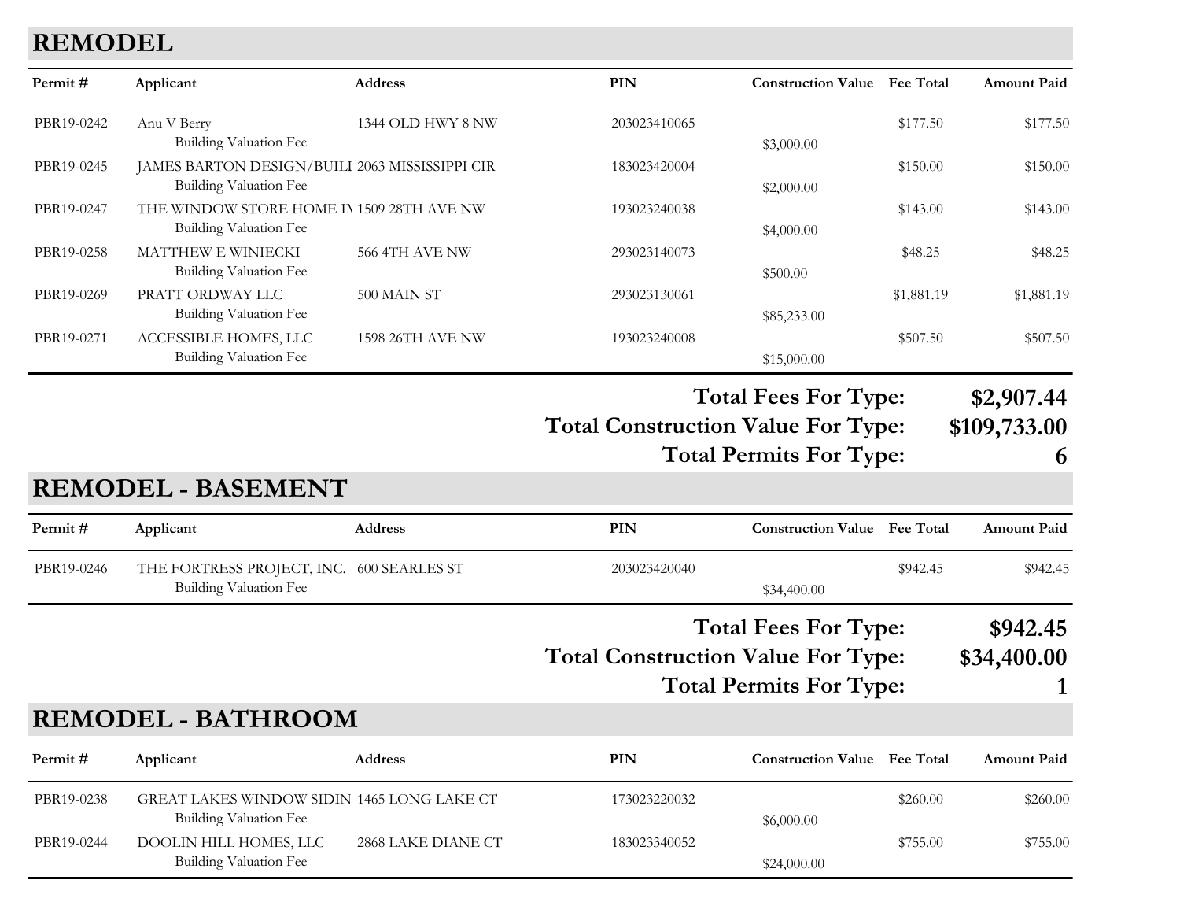## REMODEL

| Permit # | Applicant | Address | PIN | Construction Value | Fee Total | Amount Paid |
|---|---|---|---|---|---|---|
| PBR19-0242 | Anu V Berry | 1344 OLD HWY 8 NW | 203023410065 | | $177.50 | $177.50 |
| | Building Valuation Fee | | | $3,000.00 | | |
| PBR19-0245 | JAMES BARTON DESIGN/BUILI | 2063 MISSISSIPPI CIR | 183023420004 | | $150.00 | $150.00 |
| | Building Valuation Fee | | | $2,000.00 | | |
| PBR19-0247 | THE WINDOW STORE HOME IM | 1509 28TH AVE NW | 193023240038 | | $143.00 | $143.00 |
| | Building Valuation Fee | | | $4,000.00 | | |
| PBR19-0258 | MATTHEW E WINIECKI | 566 4TH AVE NW | 293023140073 | | $48.25 | $48.25 |
| | Building Valuation Fee | | | $500.00 | | |
| PBR19-0269 | PRATT ORDWAY LLC | 500 MAIN ST | 293023130061 | | $1,881.19 | $1,881.19 |
| | Building Valuation Fee | | | $85,233.00 | | |
| PBR19-0271 | ACCESSIBLE HOMES, LLC | 1598 26TH AVE NW | 193023240008 | | $507.50 | $507.50 |
| | Building Valuation Fee | | | $15,000.00 | | |

**Total Fees For Type: $2,907.44**

**Total Construction Value For Type: $109,733.00**

**Total Permits For Type: 6**

## REMODEL - BASEMENT

| Permit # | Applicant | Address | PIN | Construction Value | Fee Total | Amount Paid |
|---|---|---|---|---|---|---|
| PBR19-0246 | THE FORTRESS PROJECT, INC. | 600 SEARLES ST | 203023420040 | | $942.45 | $942.45 |
| | Building Valuation Fee | | | $34,400.00 | | |

**Total Fees For Type: $942.45**

**Total Construction Value For Type: $34,400.00**

**Total Permits For Type: 1**

## REMODEL - BATHROOM

| Permit # | Applicant | Address | PIN | Construction Value | Fee Total | Amount Paid |
|---|---|---|---|---|---|---|
| PBR19-0238 | GREAT LAKES WINDOW SIDIN | 1465 LONG LAKE CT | 173023220032 | | $260.00 | $260.00 |
| | Building Valuation Fee | | | $6,000.00 | | |
| PBR19-0244 | DOOLIN HILL HOMES, LLC | 2868 LAKE DIANE CT | 183023340052 | | $755.00 | $755.00 |
| | Building Valuation Fee | | | $24,000.00 | | |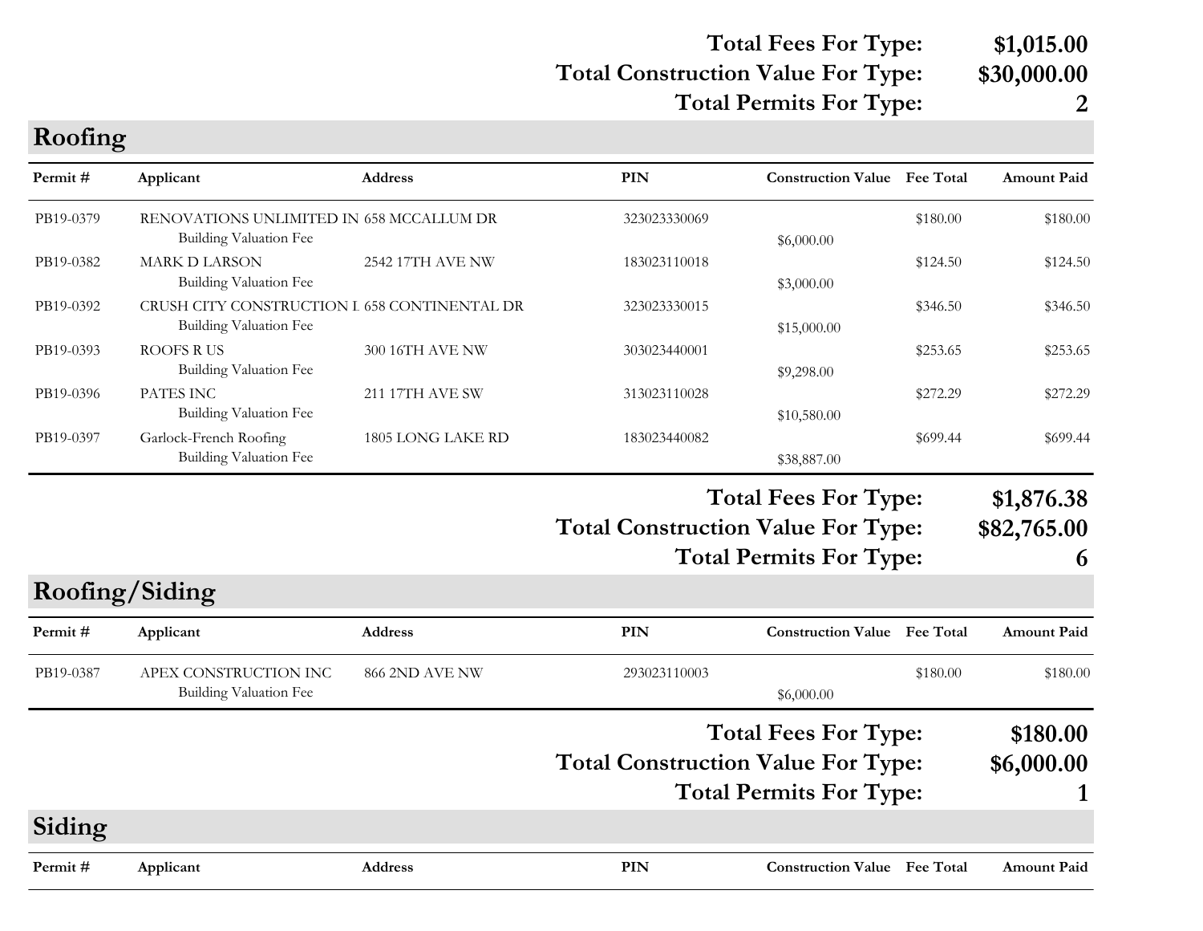**Total Fees For Type:** **$1,015.00**
**Total Construction Value For Type:** **$30,000.00**
**Total Permits For Type:** **2**

## Roofing

| Permit # | Applicant | Address | PIN | Construction Value | Fee Total | Amount Paid |
|---|---|---|---|---|---|---|
| PB19-0379 | RENOVATIONS UNLIMITED IN | 658 MCCALLUM DR | 323023330069 | | $180.00 | $180.00 |
| | Building Valuation Fee | | | $6,000.00 | | |
| PB19-0382 | MARK D LARSON | 2542 17TH AVE NW | 183023110018 | | $124.50 | $124.50 |
| | Building Valuation Fee | | | $3,000.00 | | |
| PB19-0392 | CRUSH CITY CONSTRUCTION I | 658 CONTINENTAL DR | 323023330015 | | $346.50 | $346.50 |
| | Building Valuation Fee | | | $15,000.00 | | |
| PB19-0393 | ROOFS R US | 300 16TH AVE NW | 303023440001 | | $253.65 | $253.65 |
| | Building Valuation Fee | | | $9,298.00 | | |
| PB19-0396 | PATES INC | 211 17TH AVE SW | 313023110028 | | $272.29 | $272.29 |
| | Building Valuation Fee | | | $10,580.00 | | |
| PB19-0397 | Garlock-French Roofing | 1805 LONG LAKE RD | 183023440082 | | $699.44 | $699.44 |
| | Building Valuation Fee | | | $38,887.00 | | |

**Total Fees For Type:** **$1,876.38**
**Total Construction Value For Type:** **$82,765.00**
**Total Permits For Type:** **6**

## Roofing/Siding

| Permit # | Applicant | Address | PIN | Construction Value | Fee Total | Amount Paid |
|---|---|---|---|---|---|---|
| PB19-0387 | APEX CONSTRUCTION INC | 866 2ND AVE NW | 293023110003 | | $180.00 | $180.00 |
| | Building Valuation Fee | | | $6,000.00 | | |

**Total Fees For Type:** **$180.00**
**Total Construction Value For Type:** **$6,000.00**
**Total Permits For Type:** **1**

## Siding

| Permit # | Applicant | Address | PIN | Construction Value | Fee Total | Amount Paid |
|---|---|---|---|---|---|---|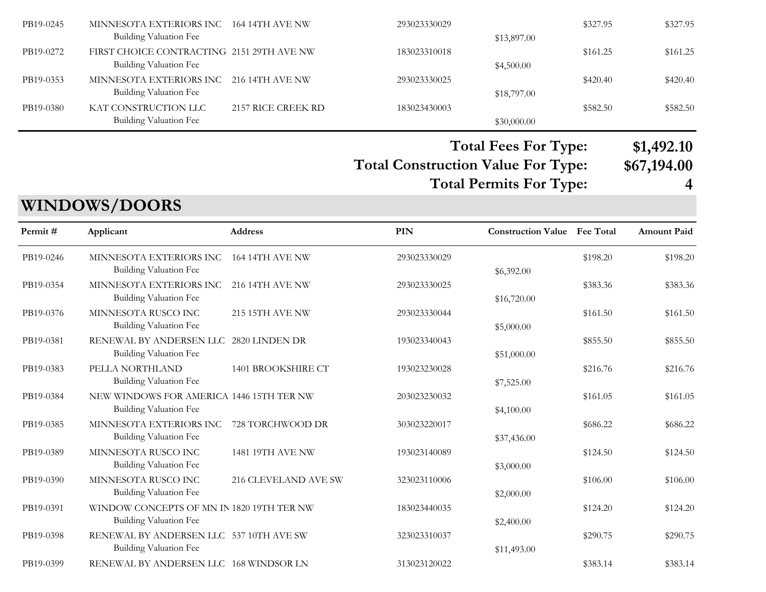| Permit # | Applicant | Address | PIN | Construction Value | Fee Total | Amount Paid |
|---|---|---|---|---|---|---|
| PB19-0245 | MINNESOTA EXTERIORS INC | 164 14TH AVE NW | 293023330029 | | $327.95 | $327.95 |
| | Building Valuation Fee | | | $13,897.00 | | |
| PB19-0272 | FIRST CHOICE CONTRACTING | 2151 29TH AVE NW | 183023310018 | | $161.25 | $161.25 |
| | Building Valuation Fee | | | $4,500.00 | | |
| PB19-0353 | MINNESOTA EXTERIORS INC | 216 14TH AVE NW | 293023330025 | | $420.40 | $420.40 |
| | Building Valuation Fee | | | $18,797.00 | | |
| PB19-0380 | KAT CONSTRUCTION LLC | 2157 RICE CREEK RD | 183023430003 | | $582.50 | $582.50 |
| | Building Valuation Fee | | | $30,000.00 | | |

**Total Fees For Type: $1,492.10**

**Total Construction Value For Type: $67,194.00**

**Total Permits For Type: 4**

## WINDOWS/DOORS

| Permit # | Applicant | Address | PIN | Construction Value | Fee Total | Amount Paid |
|---|---|---|---|---|---|---|
| PB19-0246 | MINNESOTA EXTERIORS INC | 164 14TH AVE NW | 293023330029 | | $198.20 | $198.20 |
| | Building Valuation Fee | | | $6,392.00 | | |
| PB19-0354 | MINNESOTA EXTERIORS INC | 216 14TH AVE NW | 293023330025 | | $383.36 | $383.36 |
| | Building Valuation Fee | | | $16,720.00 | | |
| PB19-0376 | MINNESOTA RUSCO INC | 215 15TH AVE NW | 293023330044 | | $161.50 | $161.50 |
| | Building Valuation Fee | | | $5,000.00 | | |
| PB19-0381 | RENEWAL BY ANDERSEN LLC | 2820 LINDEN DR | 193023340043 | | $855.50 | $855.50 |
| | Building Valuation Fee | | | $51,000.00 | | |
| PB19-0383 | PELLA NORTHLAND | 1401 BROOKSHIRE CT | 193023230028 | | $216.76 | $216.76 |
| | Building Valuation Fee | | | $7,525.00 | | |
| PB19-0384 | NEW WINDOWS FOR AMERICA | 1446 15TH TER NW | 203023230032 | | $161.05 | $161.05 |
| | Building Valuation Fee | | | $4,100.00 | | |
| PB19-0385 | MINNESOTA EXTERIORS INC | 728 TORCHWOOD DR | 303023220017 | | $686.22 | $686.22 |
| | Building Valuation Fee | | | $37,436.00 | | |
| PB19-0389 | MINNESOTA RUSCO INC | 1481 19TH AVE NW | 193023140089 | | $124.50 | $124.50 |
| | Building Valuation Fee | | | $3,000.00 | | |
| PB19-0390 | MINNESOTA RUSCO INC | 216 CLEVELAND AVE SW | 323023110006 | | $106.00 | $106.00 |
| | Building Valuation Fee | | | $2,000.00 | | |
| PB19-0391 | WINDOW CONCEPTS OF MN IN | 1820 19TH TER NW | 183023440035 | | $124.20 | $124.20 |
| | Building Valuation Fee | | | $2,400.00 | | |
| PB19-0398 | RENEWAL BY ANDERSEN LLC | 537 10TH AVE SW | 323023310037 | | $290.75 | $290.75 |
| | Building Valuation Fee | | | $11,493.00 | | |
| PB19-0399 | RENEWAL BY ANDERSEN LLC | 168 WINDSOR LN | 313023120022 | | $383.14 | $383.14 |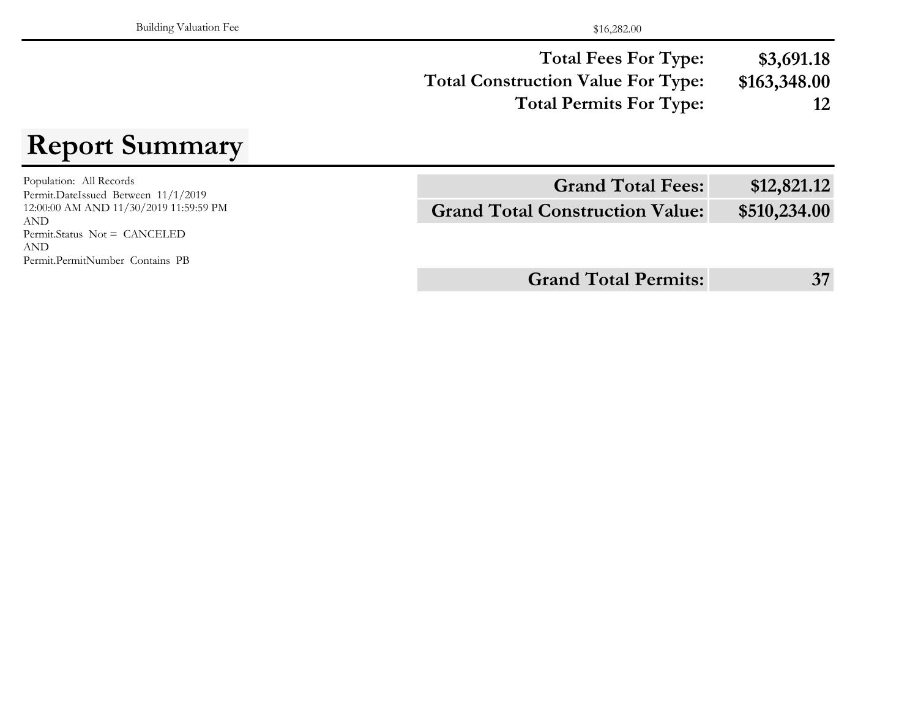| | |
|---|---|
| Building Valuation Fee | $16,282.00 |

| | |
|---|---|
| **Total Fees For Type:** | **$3,691.18** |
| **Total Construction Value For Type:** | **$163,348.00** |
| **Total Permits For Type:** | **12** |

# Report Summary

Population: All Records
Permit.DateIssued Between 11/1/2019 12:00:00 AM AND 11/30/2019 11:59:59 PM
AND
Permit.Status Not = CANCELED
AND
Permit.PermitNumber Contains PB

| | |
|---|---|
| **Grand Total Fees:** | **$12,821.12** |
| **Grand Total Construction Value:** | **$510,234.00** |
| **Grand Total Permits:** | **37** |